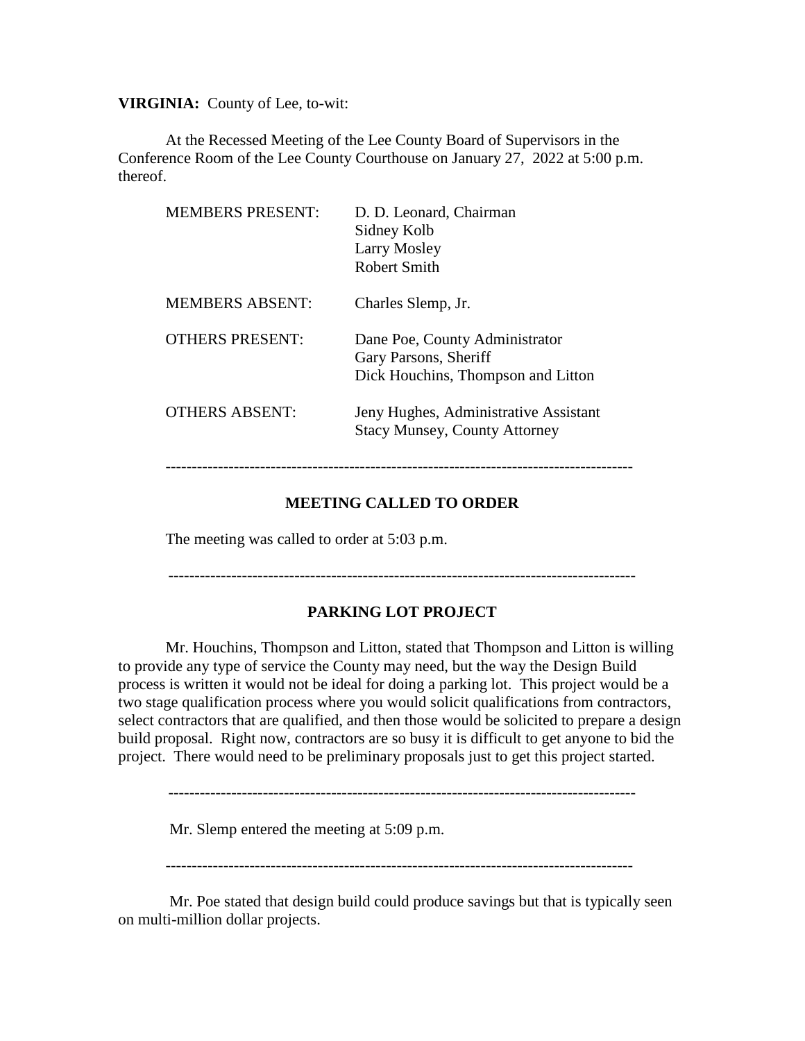**VIRGINIA:** County of Lee, to-wit:

At the Recessed Meeting of the Lee County Board of Supervisors in the Conference Room of the Lee County Courthouse on January 27, 2022 at 5:00 p.m. thereof.

| | |
|---|---|
| MEMBERS PRESENT: | D. D. Leonard, Chairman<br>Sidney Kolb<br>Larry Mosley<br>Robert Smith |
| MEMBERS ABSENT: | Charles Slemp, Jr. |
| OTHERS PRESENT: | Dane Poe, County Administrator<br>Gary Parsons, Sheriff<br>Dick Houchins, Thompson and Litton |
| OTHERS ABSENT: | Jeny Hughes, Administrative Assistant<br>Stacy Munsey, County Attorney |

---

## MEETING CALLED TO ORDER

The meeting was called to order at 5:03 p.m.

---

## PARKING LOT PROJECT

Mr. Houchins, Thompson and Litton, stated that Thompson and Litton is willing to provide any type of service the County may need, but the way the Design Build process is written it would not be ideal for doing a parking lot. This project would be a two stage qualification process where you would solicit qualifications from contractors, select contractors that are qualified, and then those would be solicited to prepare a design build proposal. Right now, contractors are so busy it is difficult to get anyone to bid the project. There would need to be preliminary proposals just to get this project started.

---

Mr. Slemp entered the meeting at 5:09 p.m.

---

Mr. Poe stated that design build could produce savings but that is typically seen on multi-million dollar projects.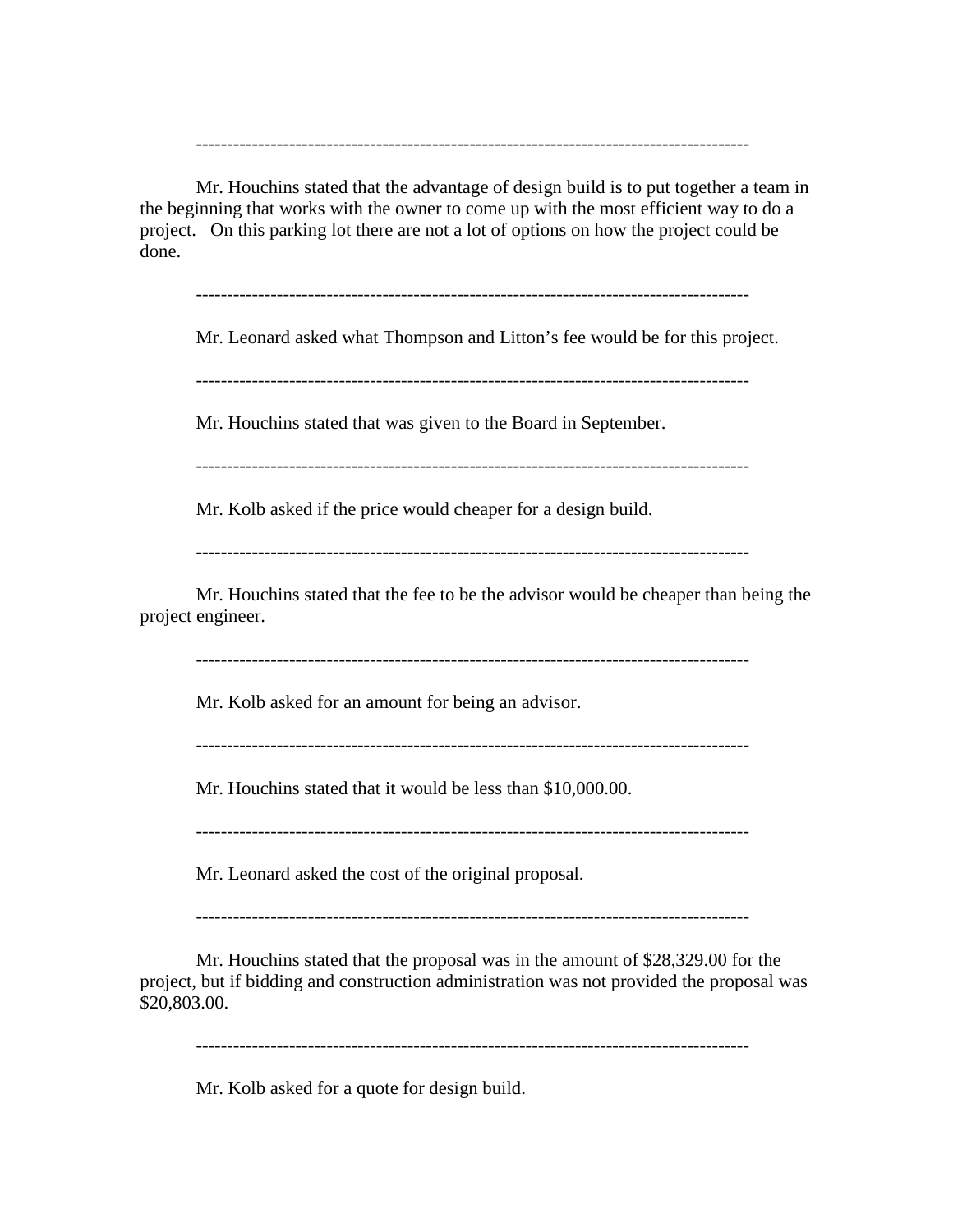-----------------------------------------------------------------------------------------

Mr. Houchins stated that the advantage of design build is to put together a team in the beginning that works with the owner to come up with the most efficient way to do a project. On this parking lot there are not a lot of options on how the project could be done.

-----------------------------------------------------------------------------------------

Mr. Leonard asked what Thompson and Litton's fee would be for this project.

-----------------------------------------------------------------------------------------

Mr. Houchins stated that was given to the Board in September.

-----------------------------------------------------------------------------------------

Mr. Kolb asked if the price would cheaper for a design build.

-----------------------------------------------------------------------------------------

Mr. Houchins stated that the fee to be the advisor would be cheaper than being the project engineer.

-----------------------------------------------------------------------------------------

Mr. Kolb asked for an amount for being an advisor.

-----------------------------------------------------------------------------------------

Mr. Houchins stated that it would be less than $10,000.00.

-----------------------------------------------------------------------------------------

Mr. Leonard asked the cost of the original proposal.

-----------------------------------------------------------------------------------------

Mr. Houchins stated that the proposal was in the amount of $28,329.00 for the project, but if bidding and construction administration was not provided the proposal was $20,803.00.

-----------------------------------------------------------------------------------------

Mr. Kolb asked for a quote for design build.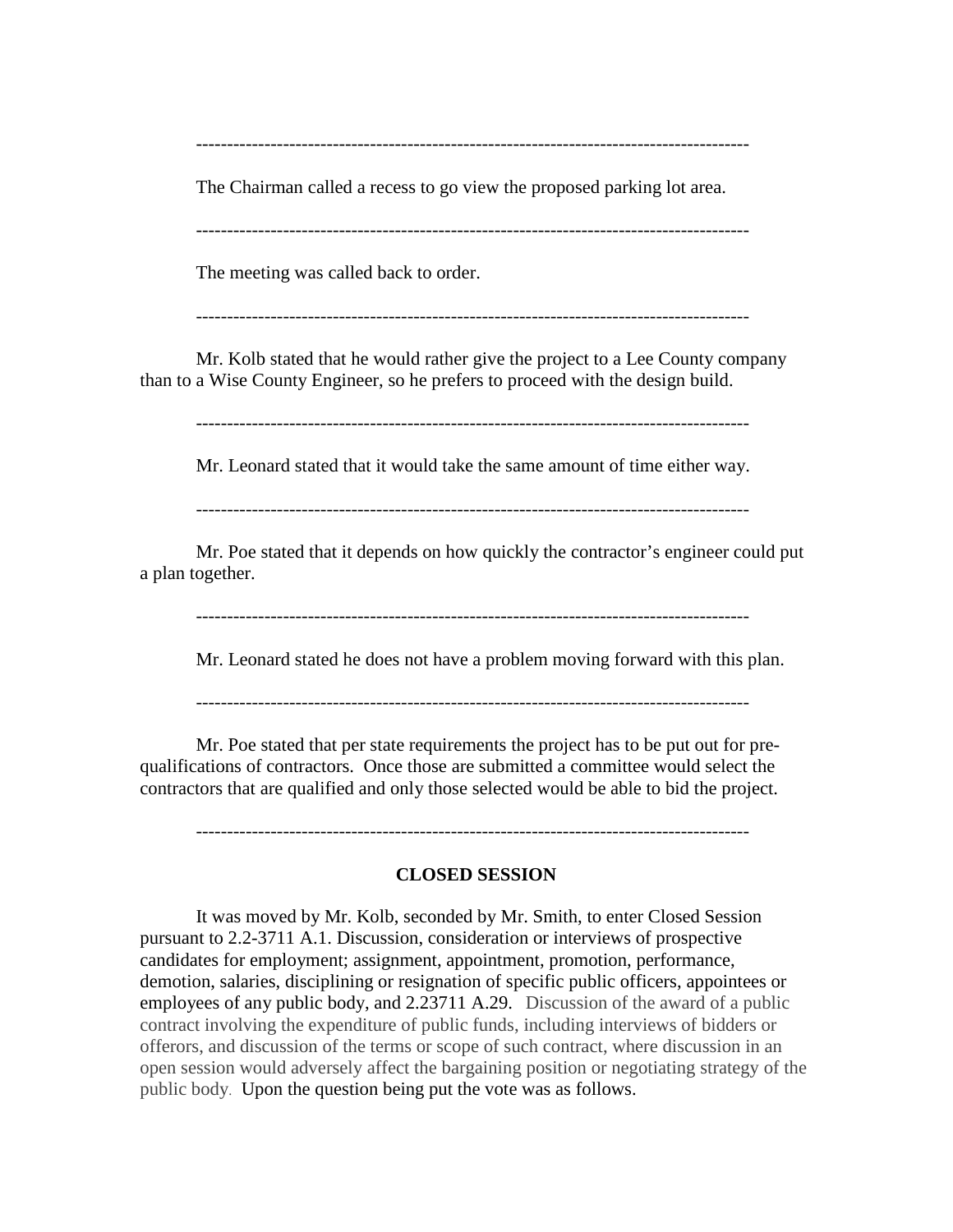---

The Chairman called a recess to go view the proposed parking lot area.

---

The meeting was called back to order.

---

Mr. Kolb stated that he would rather give the project to a Lee County company than to a Wise County Engineer, so he prefers to proceed with the design build.

---

Mr. Leonard stated that it would take the same amount of time either way.

---

Mr. Poe stated that it depends on how quickly the contractor's engineer could put a plan together.

---

Mr. Leonard stated he does not have a problem moving forward with this plan.

---

Mr. Poe stated that per state requirements the project has to be put out for pre-qualifications of contractors. Once those are submitted a committee would select the contractors that are qualified and only those selected would be able to bid the project.

---

**CLOSED SESSION**

It was moved by Mr. Kolb, seconded by Mr. Smith, to enter Closed Session pursuant to 2.2-3711 A.1. Discussion, consideration or interviews of prospective candidates for employment; assignment, appointment, promotion, performance, demotion, salaries, disciplining or resignation of specific public officers, appointees or employees of any public body, and 2.23711 A.29. Discussion of the award of a public contract involving the expenditure of public funds, including interviews of bidders or offerors, and discussion of the terms or scope of such contract, where discussion in an open session would adversely affect the bargaining position or negotiating strategy of the public body. Upon the question being put the vote was as follows.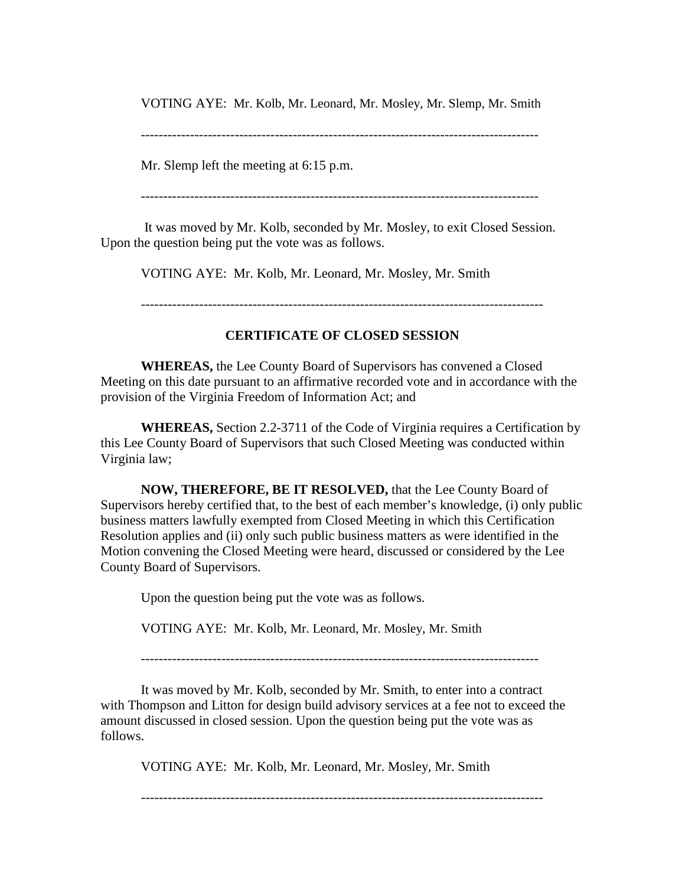VOTING AYE: Mr. Kolb, Mr. Leonard, Mr. Mosley, Mr. Slemp, Mr. Smith

---

Mr. Slemp left the meeting at 6:15 p.m.

---

It was moved by Mr. Kolb, seconded by Mr. Mosley, to exit Closed Session. Upon the question being put the vote was as follows.

VOTING AYE: Mr. Kolb, Mr. Leonard, Mr. Mosley, Mr. Smith

---

## CERTIFICATE OF CLOSED SESSION

**WHEREAS,** the Lee County Board of Supervisors has convened a Closed Meeting on this date pursuant to an affirmative recorded vote and in accordance with the provision of the Virginia Freedom of Information Act; and

**WHEREAS,** Section 2.2-3711 of the Code of Virginia requires a Certification by this Lee County Board of Supervisors that such Closed Meeting was conducted within Virginia law;

**NOW, THEREFORE, BE IT RESOLVED,** that the Lee County Board of Supervisors hereby certified that, to the best of each member's knowledge, (i) only public business matters lawfully exempted from Closed Meeting in which this Certification Resolution applies and (ii) only such public business matters as were identified in the Motion convening the Closed Meeting were heard, discussed or considered by the Lee County Board of Supervisors.

Upon the question being put the vote was as follows.

VOTING AYE: Mr. Kolb, Mr. Leonard, Mr. Mosley, Mr. Smith

---

It was moved by Mr. Kolb, seconded by Mr. Smith, to enter into a contract with Thompson and Litton for design build advisory services at a fee not to exceed the amount discussed in closed session. Upon the question being put the vote was as follows.

VOTING AYE: Mr. Kolb, Mr. Leonard, Mr. Mosley, Mr. Smith

---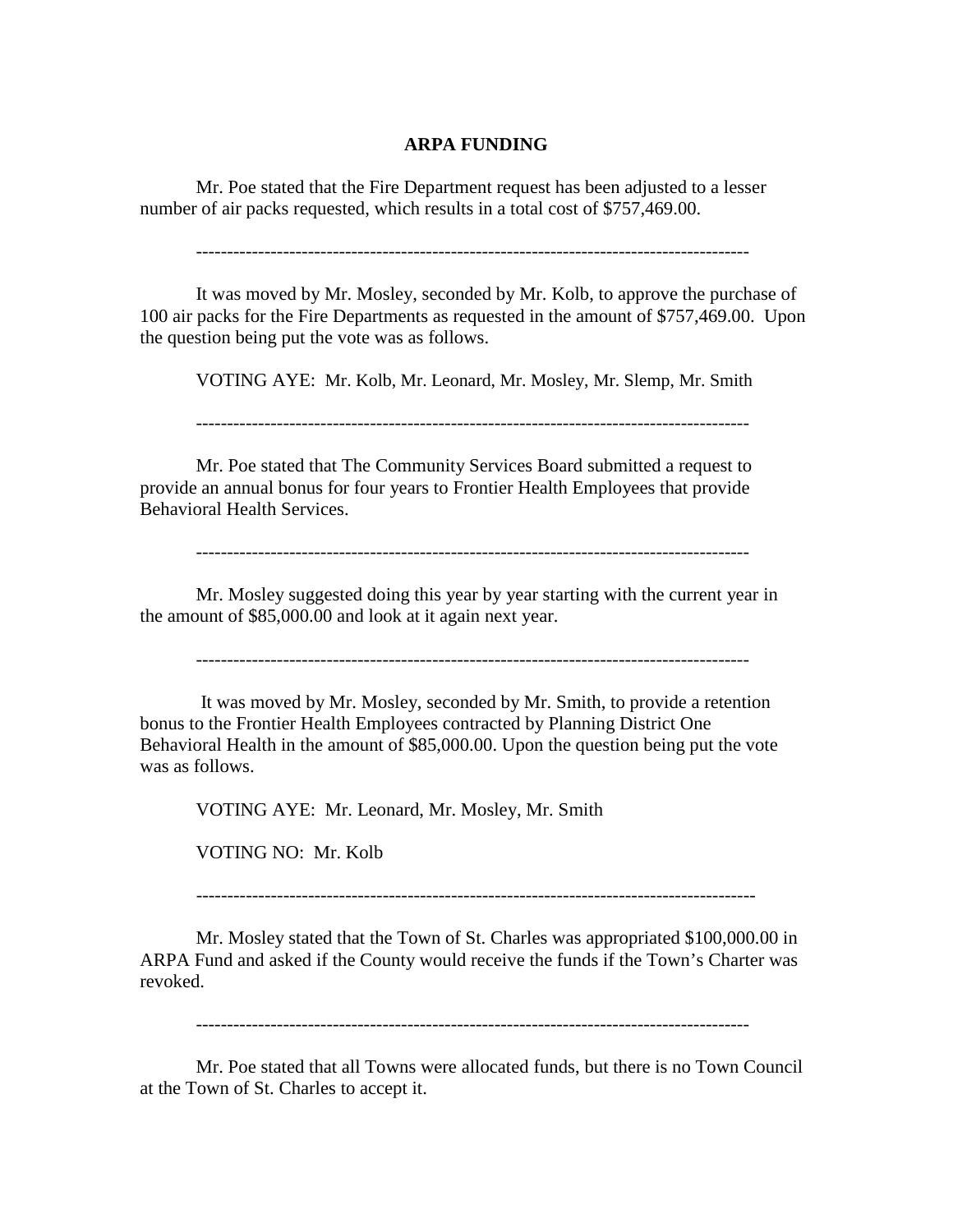**ARPA FUNDING**

Mr. Poe stated that the Fire Department request has been adjusted to a lesser number of air packs requested, which results in a total cost of $757,469.00.

-----------------------------------------------------------------------------------------

It was moved by Mr. Mosley, seconded by Mr. Kolb, to approve the purchase of 100 air packs for the Fire Departments as requested in the amount of $757,469.00. Upon the question being put the vote was as follows.

VOTING AYE: Mr. Kolb, Mr. Leonard, Mr. Mosley, Mr. Slemp, Mr. Smith

-----------------------------------------------------------------------------------------

Mr. Poe stated that The Community Services Board submitted a request to provide an annual bonus for four years to Frontier Health Employees that provide Behavioral Health Services.

-----------------------------------------------------------------------------------------

Mr. Mosley suggested doing this year by year starting with the current year in the amount of $85,000.00 and look at it again next year.

-----------------------------------------------------------------------------------------

It was moved by Mr. Mosley, seconded by Mr. Smith, to provide a retention bonus to the Frontier Health Employees contracted by Planning District One Behavioral Health in the amount of $85,000.00. Upon the question being put the vote was as follows.

VOTING AYE: Mr. Leonard, Mr. Mosley, Mr. Smith

VOTING NO: Mr. Kolb

-----------------------------------------------------------------------------------------

Mr. Mosley stated that the Town of St. Charles was appropriated $100,000.00 in ARPA Fund and asked if the County would receive the funds if the Town's Charter was revoked.

-----------------------------------------------------------------------------------------

Mr. Poe stated that all Towns were allocated funds, but there is no Town Council at the Town of St. Charles to accept it.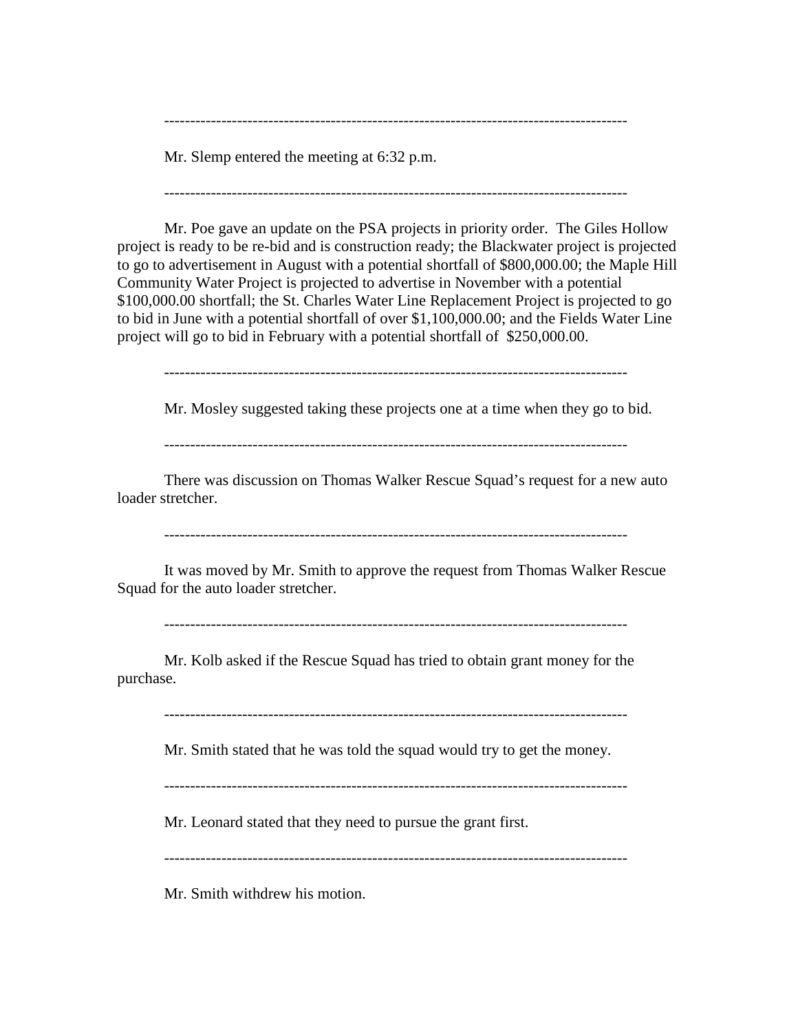---

Mr. Slemp entered the meeting at 6:32 p.m.

---

Mr. Poe gave an update on the PSA projects in priority order. The Giles Hollow project is ready to be re-bid and is construction ready; the Blackwater project is projected to go to advertisement in August with a potential shortfall of $800,000.00; the Maple Hill Community Water Project is projected to advertise in November with a potential $100,000.00 shortfall; the St. Charles Water Line Replacement Project is projected to go to bid in June with a potential shortfall of over $1,100,000.00; and the Fields Water Line project will go to bid in February with a potential shortfall of $250,000.00.

---

Mr. Mosley suggested taking these projects one at a time when they go to bid.

---

There was discussion on Thomas Walker Rescue Squad's request for a new auto loader stretcher.

---

It was moved by Mr. Smith to approve the request from Thomas Walker Rescue Squad for the auto loader stretcher.

---

Mr. Kolb asked if the Rescue Squad has tried to obtain grant money for the purchase.

---

Mr. Smith stated that he was told the squad would try to get the money.

---

Mr. Leonard stated that they need to pursue the grant first.

---

Mr. Smith withdrew his motion.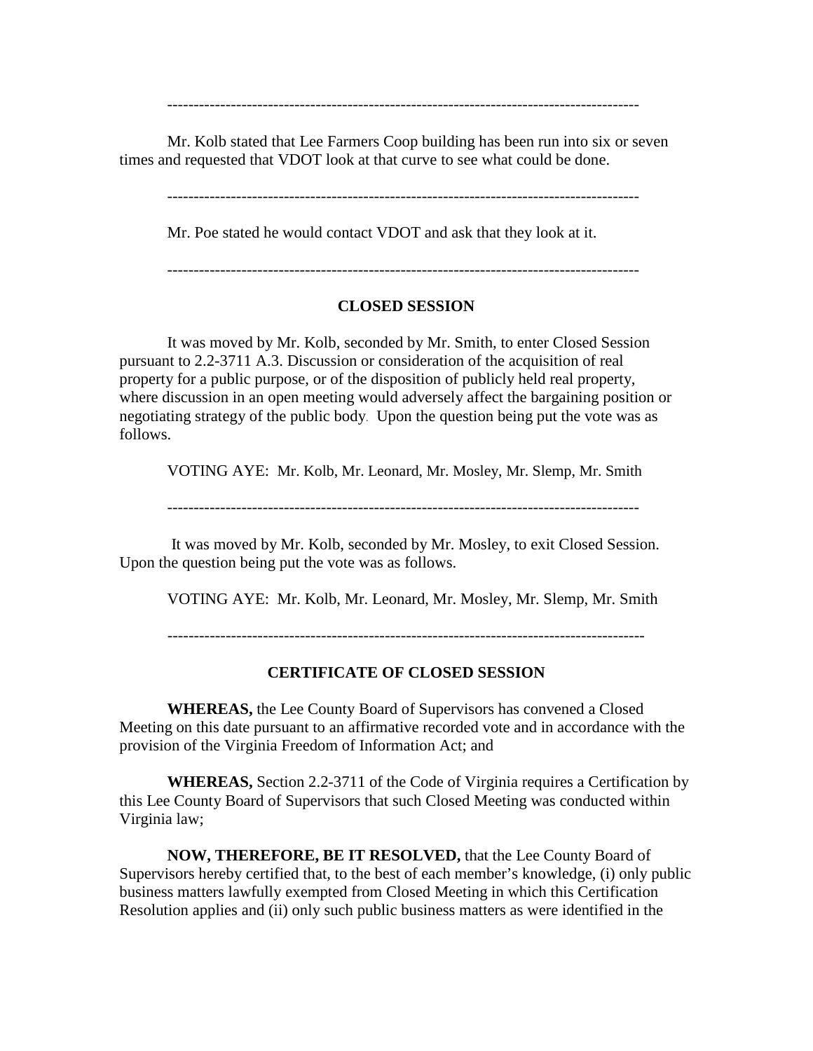---

Mr. Kolb stated that Lee Farmers Coop building has been run into six or seven times and requested that VDOT look at that curve to see what could be done.

---

Mr. Poe stated he would contact VDOT and ask that they look at it.

---

**CLOSED SESSION**

It was moved by Mr. Kolb, seconded by Mr. Smith, to enter Closed Session pursuant to 2.2-3711 A.3. Discussion or consideration of the acquisition of real property for a public purpose, or of the disposition of publicly held real property, where discussion in an open meeting would adversely affect the bargaining position or negotiating strategy of the public body. Upon the question being put the vote was as follows.

VOTING AYE: Mr. Kolb, Mr. Leonard, Mr. Mosley, Mr. Slemp, Mr. Smith

---

It was moved by Mr. Kolb, seconded by Mr. Mosley, to exit Closed Session. Upon the question being put the vote was as follows.

VOTING AYE: Mr. Kolb, Mr. Leonard, Mr. Mosley, Mr. Slemp, Mr. Smith

---

**CERTIFICATE OF CLOSED SESSION**

**WHEREAS,** the Lee County Board of Supervisors has convened a Closed Meeting on this date pursuant to an affirmative recorded vote and in accordance with the provision of the Virginia Freedom of Information Act; and

**WHEREAS,** Section 2.2-3711 of the Code of Virginia requires a Certification by this Lee County Board of Supervisors that such Closed Meeting was conducted within Virginia law;

**NOW, THEREFORE, BE IT RESOLVED,** that the Lee County Board of Supervisors hereby certified that, to the best of each member's knowledge, (i) only public business matters lawfully exempted from Closed Meeting in which this Certification Resolution applies and (ii) only such public business matters as were identified in the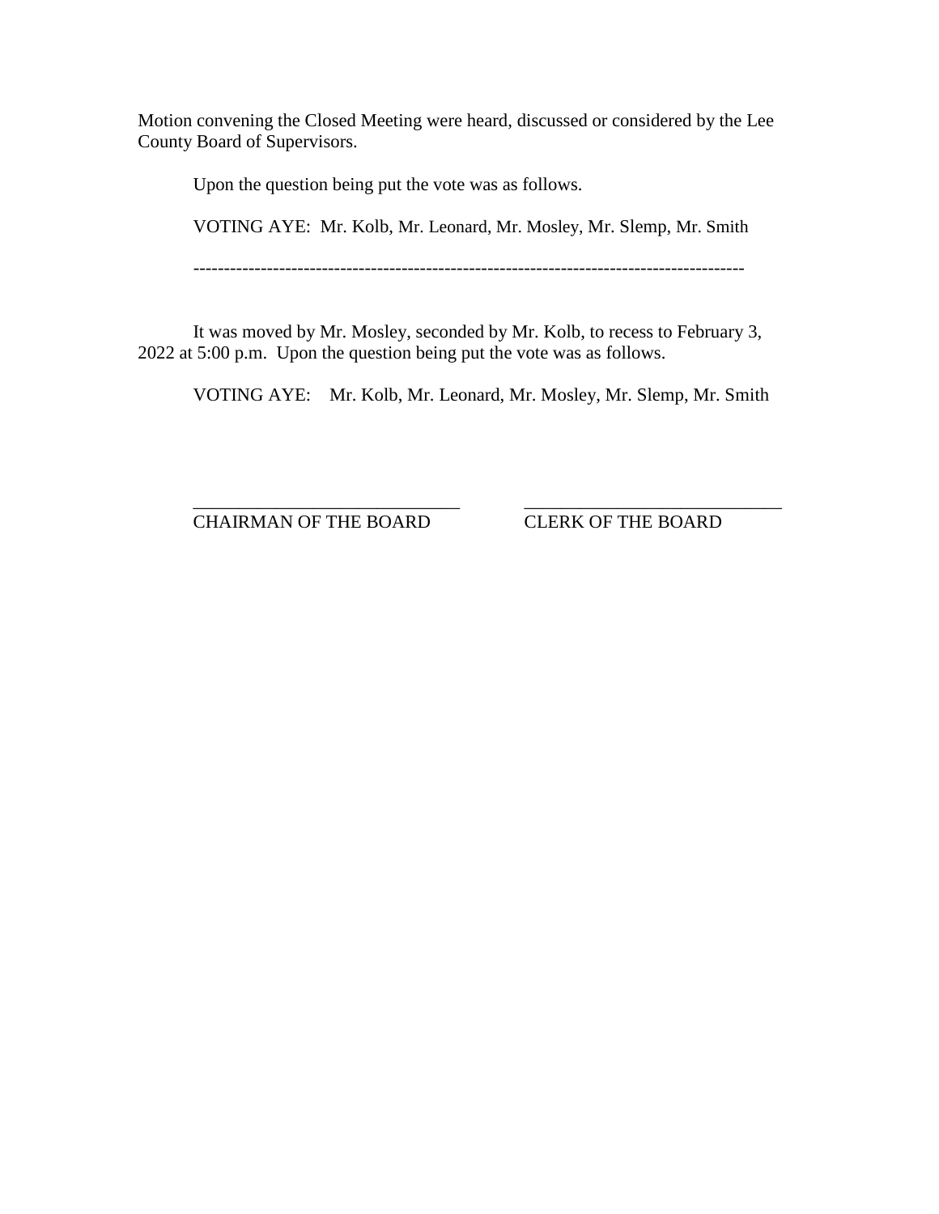Motion convening the Closed Meeting were heard, discussed or considered by the Lee County Board of Supervisors.

Upon the question being put the vote was as follows.

VOTING AYE: Mr. Kolb, Mr. Leonard, Mr. Mosley, Mr. Slemp, Mr. Smith

-------------------------------------------------------------------------------------------

It was moved by Mr. Mosley, seconded by Mr. Kolb, to recess to February 3, 2022 at 5:00 p.m. Upon the question being put the vote was as follows.

VOTING AYE: Mr. Kolb, Mr. Leonard, Mr. Mosley, Mr. Slemp, Mr. Smith

______________________________ ______________________________

CHAIRMAN OF THE BOARD CLERK OF THE BOARD